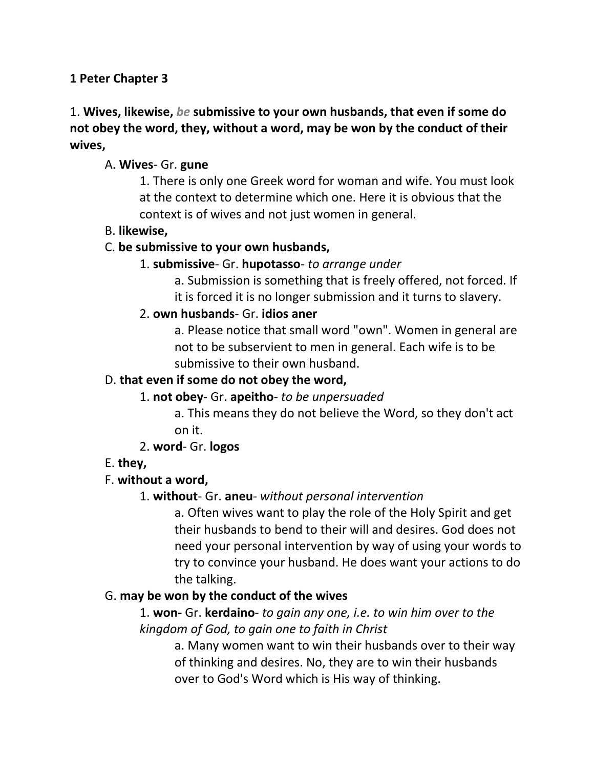**1 Peter Chapter 3**

1. **Wives, likewise,** ***be*** **submissive to your own husbands, that even if some do not obey the word, they, without a word, may be won by the conduct of their wives,**

A. **Wives**- Gr. **gune**

1. There is only one Greek word for woman and wife. You must look at the context to determine which one. Here it is obvious that the context is of wives and not just women in general.

B. **likewise,**

C. **be submissive to your own husbands,**

1. **submissive**- Gr. **hupotasso**- *to arrange under*

a. Submission is something that is freely offered, not forced. If it is forced it is no longer submission and it turns to slavery.

2. **own husbands**- Gr. **idios aner**

a. Please notice that small word "own". Women in general are not to be subservient to men in general. Each wife is to be submissive to their own husband.

D. **that even if some do not obey the word,**

1. **not obey**- Gr. **apeitho**- *to be unpersuaded*

a. This means they do not believe the Word, so they don't act on it.

2. **word**- Gr. **logos**

E. **they,**

F. **without a word,**

1. **without**- Gr. **aneu**- *without personal intervention*

a. Often wives want to play the role of the Holy Spirit and get their husbands to bend to their will and desires. God does not need your personal intervention by way of using your words to try to convince your husband. He does want your actions to do the talking.

G. **may be won by the conduct of the wives**

1. **won-** Gr. **kerdaino**- *to gain any one, i.e. to win him over to the kingdom of God, to gain one to faith in Christ*

a. Many women want to win their husbands over to their way of thinking and desires. No, they are to win their husbands over to God's Word which is His way of thinking.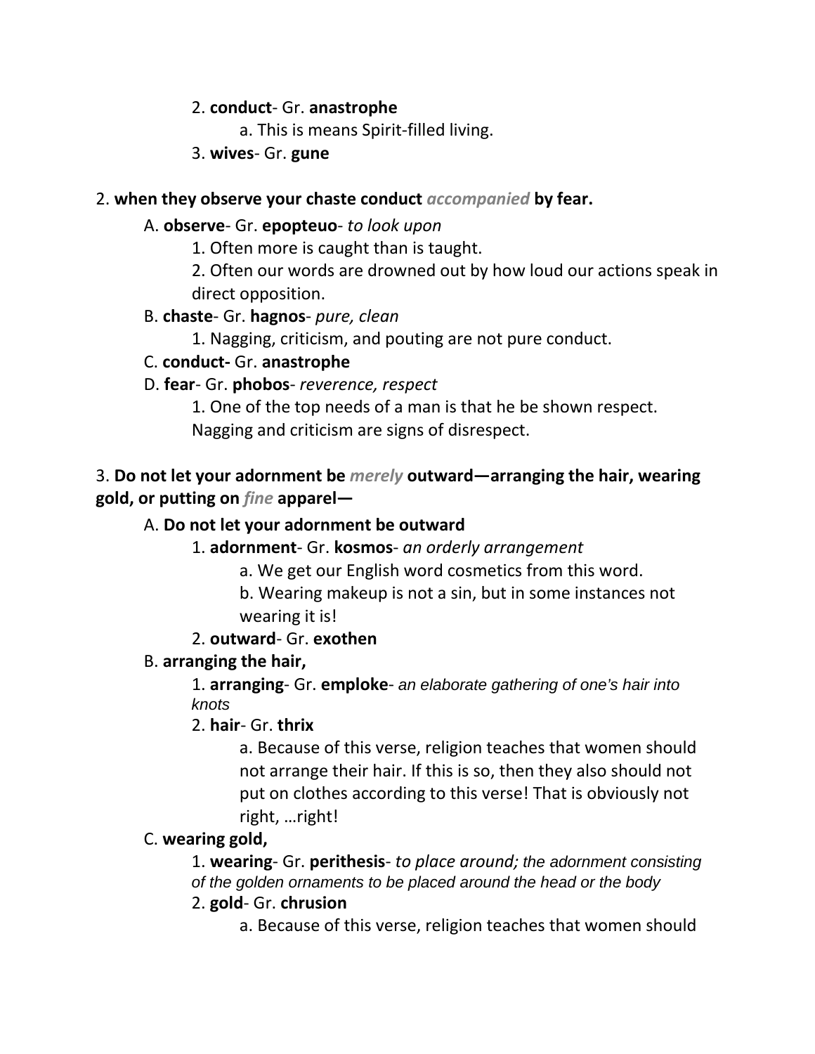2. **conduct**- Gr. **anastrophe**

a. This is means Spirit-filled living.

3. **wives**- Gr. **gune**

2. **when they observe your chaste conduct *accompanied* by fear.**

A. **observe**- Gr. **epopteuo**- *to look upon*

1. Often more is caught than is taught.

2. Often our words are drowned out by how loud our actions speak in direct opposition.

B. **chaste**- Gr. **hagnos**- *pure, clean*

1. Nagging, criticism, and pouting are not pure conduct.

C. **conduct-** Gr. **anastrophe**

D. **fear**- Gr. **phobos**- *reverence, respect*

1. One of the top needs of a man is that he be shown respect. Nagging and criticism are signs of disrespect.

3. **Do not let your adornment be *merely* outward—arranging the hair, wearing gold, or putting on *fine* apparel—**

A. **Do not let your adornment be outward**

1. **adornment**- Gr. **kosmos**- *an orderly arrangement*

a. We get our English word cosmetics from this word.

b. Wearing makeup is not a sin, but in some instances not wearing it is!

2. **outward**- Gr. **exothen**

B. **arranging the hair,**

1. **arranging**- Gr. **emploke**- *an elaborate gathering of one's hair into knots*

2. **hair**- Gr. **thrix**

a. Because of this verse, religion teaches that women should not arrange their hair. If this is so, then they also should not put on clothes according to this verse! That is obviously not right, …right!

C. **wearing gold,**

1. **wearing**- Gr. **perithesis**- *to place around; the adornment consisting of the golden ornaments to be placed around the head or the body*

2. **gold**- Gr. **chrusion**

a. Because of this verse, religion teaches that women should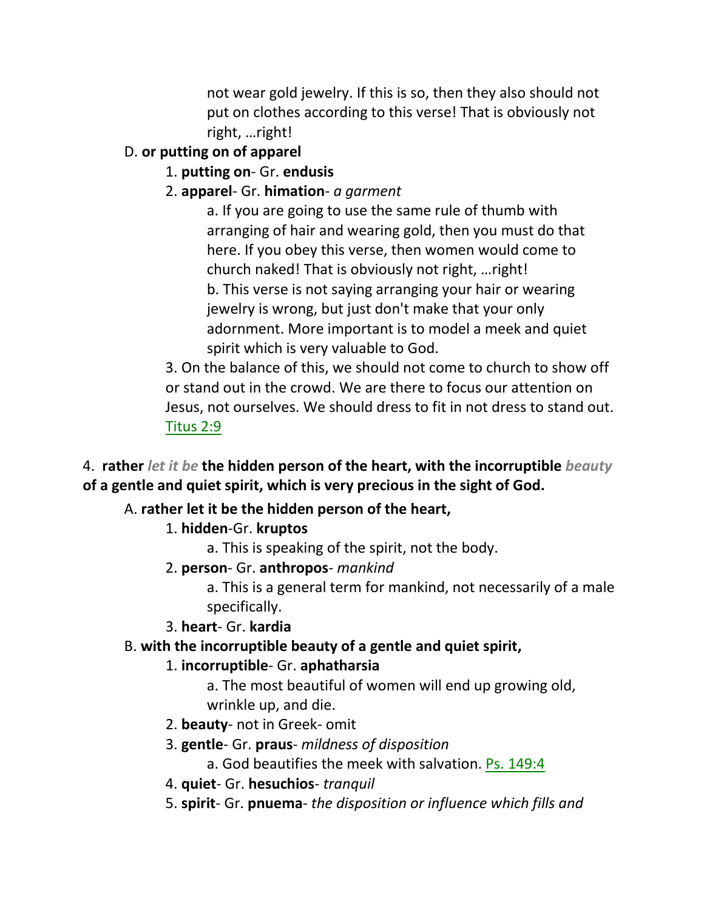not wear gold jewelry. If this is so, then they also should not put on clothes according to this verse! That is obviously not right, …right!

D. **or putting on of apparel**

1. **putting on**- Gr. **endusis**

2. **apparel**- Gr. **himation**- *a garment*

a. If you are going to use the same rule of thumb with arranging of hair and wearing gold, then you must do that here. If you obey this verse, then women would come to church naked! That is obviously not right, …right!

b. This verse is not saying arranging your hair or wearing jewelry is wrong, but just don't make that your only adornment. More important is to model a meek and quiet spirit which is very valuable to God.

3. On the balance of this, we should not come to church to show off or stand out in the crowd. We are there to focus our attention on Jesus, not ourselves. We should dress to fit in not dress to stand out. Titus 2:9

4. **rather** ***let it be*** **the hidden person of the heart, with the incorruptible** ***beauty*** **of a gentle and quiet spirit, which is very precious in the sight of God.**

A. **rather let it be the hidden person of the heart,**

1. **hidden**-Gr. **kruptos**

a. This is speaking of the spirit, not the body.

2. **person**- Gr. **anthropos**- *mankind*

a. This is a general term for mankind, not necessarily of a male specifically.

3. **heart**- Gr. **kardia**

B. **with the incorruptible beauty of a gentle and quiet spirit,**

1. **incorruptible**- Gr. **aphatharsia**

a. The most beautiful of women will end up growing old, wrinkle up, and die.

2. **beauty**- not in Greek- omit

3. **gentle**- Gr. **praus**- *mildness of disposition*

a. God beautifies the meek with salvation. Ps. 149:4

4. **quiet**- Gr. **hesuchios**- *tranquil*

5. **spirit**- Gr. **pnuema**- *the disposition or influence which fills and*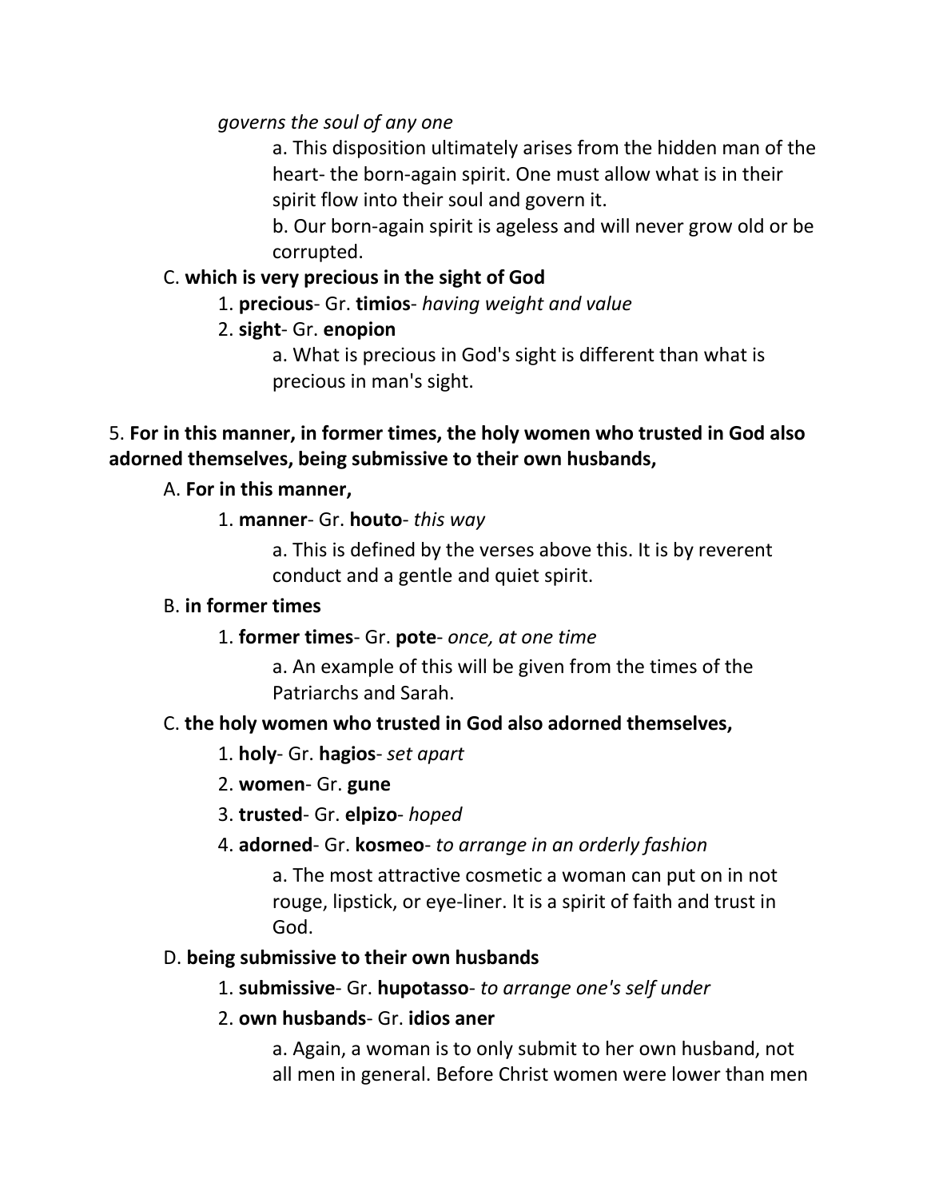*governs the soul of any one*

a. This disposition ultimately arises from the hidden man of the heart- the born-again spirit. One must allow what is in their spirit flow into their soul and govern it.

b. Our born-again spirit is ageless and will never grow old or be corrupted.

C. **which is very precious in the sight of God**

1. **precious**- Gr. **timios**- *having weight and value*

2. **sight**- Gr. **enopion**

a. What is precious in God's sight is different than what is precious in man's sight.

5. **For in this manner, in former times, the holy women who trusted in God also adorned themselves, being submissive to their own husbands,**

A. **For in this manner,**

1. **manner**- Gr. **houto**- *this way*

a. This is defined by the verses above this. It is by reverent conduct and a gentle and quiet spirit.

B. **in former times**

1. **former times**- Gr. **pote**- *once, at one time*

a. An example of this will be given from the times of the Patriarchs and Sarah.

C. **the holy women who trusted in God also adorned themselves,**

1. **holy**- Gr. **hagios**- *set apart*

2. **women**- Gr. **gune**

3. **trusted**- Gr. **elpizo**- *hoped*

4. **adorned**- Gr. **kosmeo**- *to arrange in an orderly fashion*

a. The most attractive cosmetic a woman can put on in not rouge, lipstick, or eye-liner. It is a spirit of faith and trust in God.

D. **being submissive to their own husbands**

1. **submissive**- Gr. **hupotasso**- *to arrange one's self under*

2. **own husbands**- Gr. **idios aner**

a. Again, a woman is to only submit to her own husband, not all men in general. Before Christ women were lower than men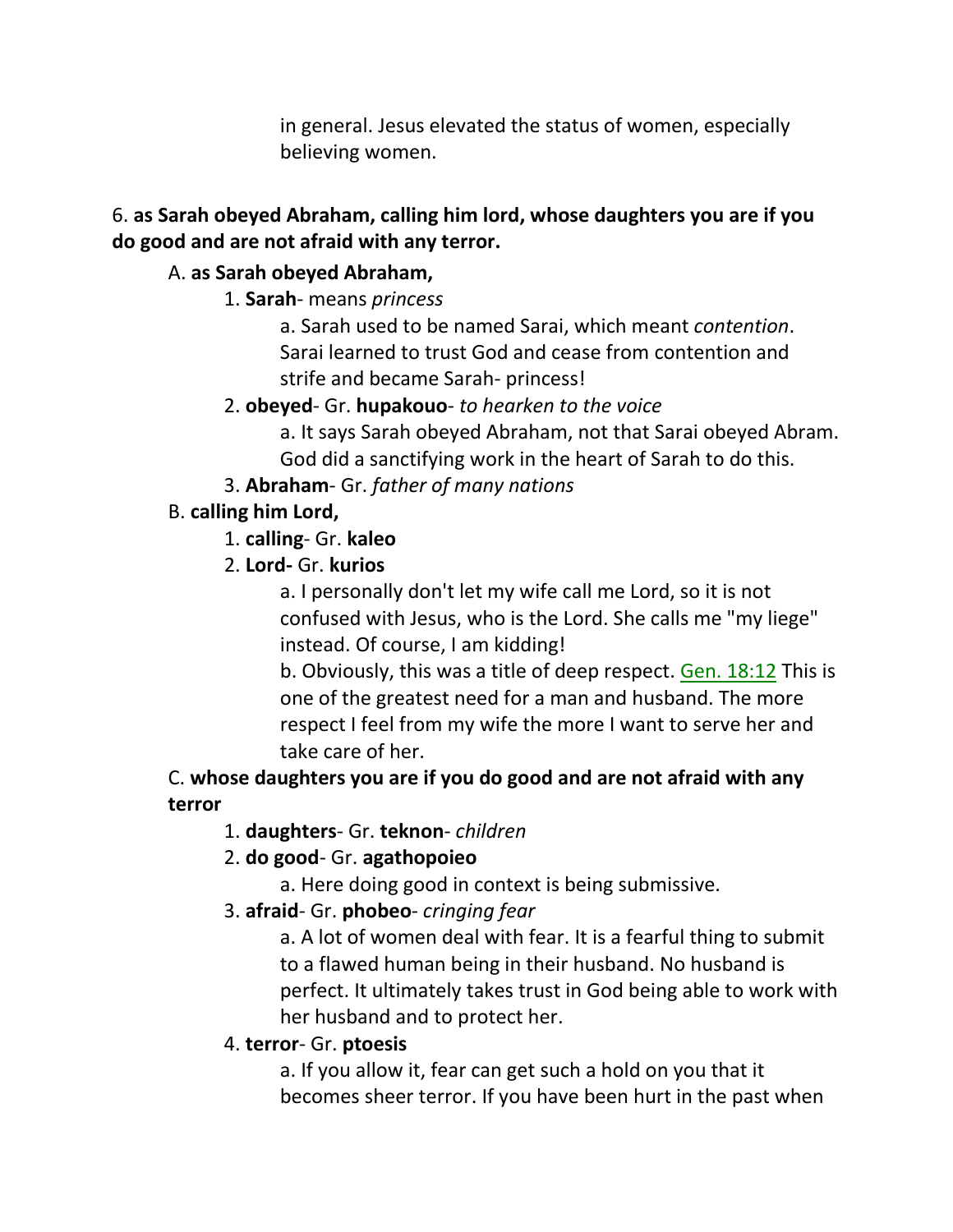in general. Jesus elevated the status of women, especially believing women.

6. **as Sarah obeyed Abraham, calling him lord, whose daughters you are if you do good and are not afraid with any terror.**

A. **as Sarah obeyed Abraham,**

1. **Sarah**- means *princess*

a. Sarah used to be named Sarai, which meant *contention*. Sarai learned to trust God and cease from contention and strife and became Sarah- princess!

2. **obeyed**- Gr. **hupakouo**- *to hearken to the voice*

a. It says Sarah obeyed Abraham, not that Sarai obeyed Abram. God did a sanctifying work in the heart of Sarah to do this.

3. **Abraham**- Gr. *father of many nations*

B. **calling him Lord,**

1. **calling**- Gr. **kaleo**

2. **Lord-** Gr. **kurios**

a. I personally don't let my wife call me Lord, so it is not confused with Jesus, who is the Lord. She calls me "my liege" instead. Of course, I am kidding!

b. Obviously, this was a title of deep respect. Gen. 18:12 This is one of the greatest need for a man and husband. The more respect I feel from my wife the more I want to serve her and take care of her.

C. **whose daughters you are if you do good and are not afraid with any terror**

1. **daughters**- Gr. **teknon**- *children*

2. **do good**- Gr. **agathopoieo**

a. Here doing good in context is being submissive.

3. **afraid**- Gr. **phobeo**- *cringing fear*

a. A lot of women deal with fear. It is a fearful thing to submit to a flawed human being in their husband. No husband is perfect. It ultimately takes trust in God being able to work with her husband and to protect her.

4. **terror**- Gr. **ptoesis**

a. If you allow it, fear can get such a hold on you that it becomes sheer terror. If you have been hurt in the past when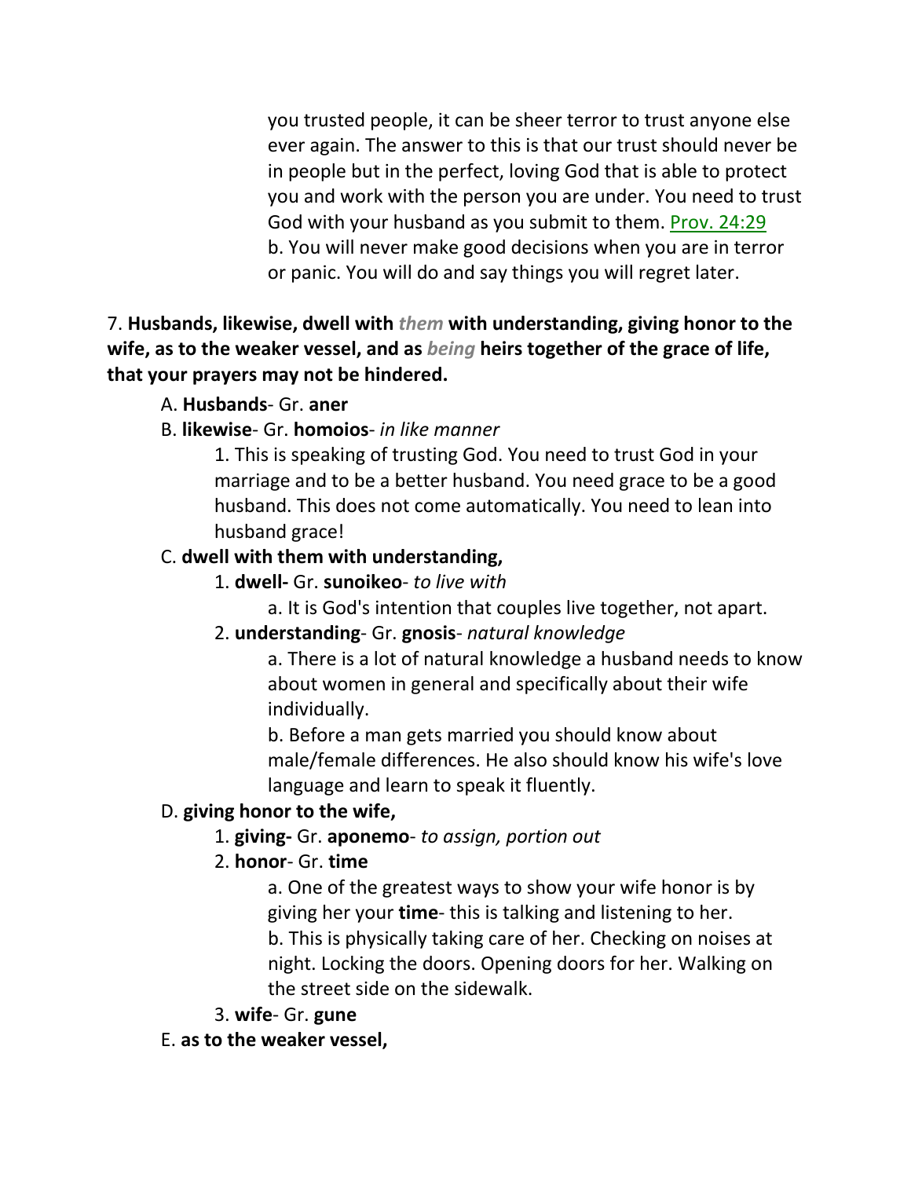you trusted people, it can be sheer terror to trust anyone else ever again. The answer to this is that our trust should never be in people but in the perfect, loving God that is able to protect you and work with the person you are under. You need to trust God with your husband as you submit to them. Prov. 24:29

b. You will never make good decisions when you are in terror or panic. You will do and say things you will regret later.

7. **Husbands, likewise, dwell with *them* with understanding, giving honor to the wife, as to the weaker vessel, and as *being* heirs together of the grace of life, that your prayers may not be hindered.**

A. **Husbands**- Gr. **aner**

B. **likewise**- Gr. **homoios**- *in like manner*

1. This is speaking of trusting God. You need to trust God in your marriage and to be a better husband. You need grace to be a good husband. This does not come automatically. You need to lean into husband grace!

C. **dwell with them with understanding,**

1. **dwell-** Gr. **sunoikeo**- *to live with*

a. It is God's intention that couples live together, not apart.

2. **understanding**- Gr. **gnosis**- *natural knowledge*

a. There is a lot of natural knowledge a husband needs to know about women in general and specifically about their wife individually.

b. Before a man gets married you should know about male/female differences. He also should know his wife's love language and learn to speak it fluently.

D. **giving honor to the wife,**

1. **giving-** Gr. **aponemo**- *to assign, portion out*

2. **honor**- Gr. **time**

a. One of the greatest ways to show your wife honor is by giving her your **time**- this is talking and listening to her.

b. This is physically taking care of her. Checking on noises at night. Locking the doors. Opening doors for her. Walking on the street side on the sidewalk.

3. **wife**- Gr. **gune**

E. **as to the weaker vessel,**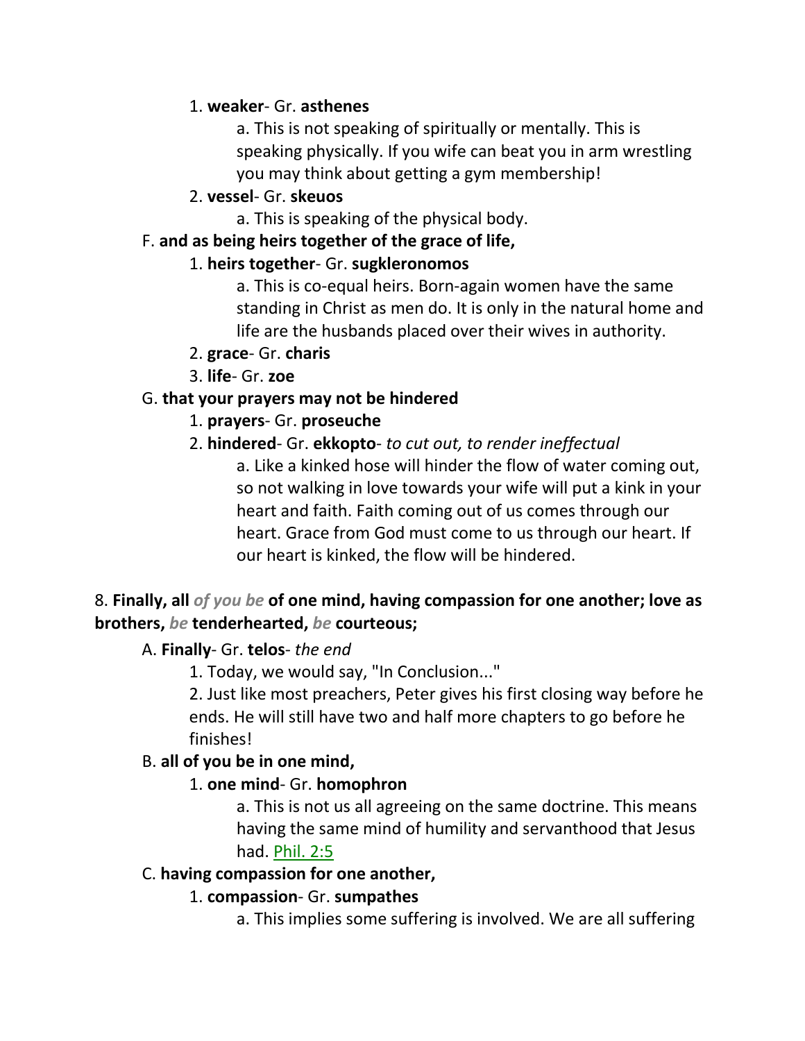1. **weaker**- Gr. **asthenes**

    a. This is not speaking of spiritually or mentally. This is speaking physically. If you wife can beat you in arm wrestling you may think about getting a gym membership!

2. **vessel**- Gr. **skeuos**

    a. This is speaking of the physical body.

F. **and as being heirs together of the grace of life,**

1. **heirs together**- Gr. **sugkleronomos**

    a. This is co-equal heirs. Born-again women have the same standing in Christ as men do. It is only in the natural home and life are the husbands placed over their wives in authority.

2. **grace**- Gr. **charis**

3. **life**- Gr. **zoe**

G. **that your prayers may not be hindered**

1. **prayers**- Gr. **proseuche**

2. **hindered**- Gr. **ekkopto**- *to cut out, to render ineffectual*

    a. Like a kinked hose will hinder the flow of water coming out, so not walking in love towards your wife will put a kink in your heart and faith. Faith coming out of us comes through our heart. Grace from God must come to us through our heart. If our heart is kinked, the flow will be hindered.

8. **Finally, all** ***of you be*** **of one mind, having compassion for one another; love as brothers,** ***be*** **tenderhearted,** ***be*** **courteous;**

A. **Finally**- Gr. **telos**- *the end*

1. Today, we would say, "In Conclusion..."

2. Just like most preachers, Peter gives his first closing way before he ends. He will still have two and half more chapters to go before he finishes!

B. **all of you be in one mind,**

1. **one mind**- Gr. **homophron**

    a. This is not us all agreeing on the same doctrine. This means having the same mind of humility and servanthood that Jesus had. Phil. 2:5

C. **having compassion for one another,**

1. **compassion**- Gr. **sumpathes**

    a. This implies some suffering is involved. We are all suffering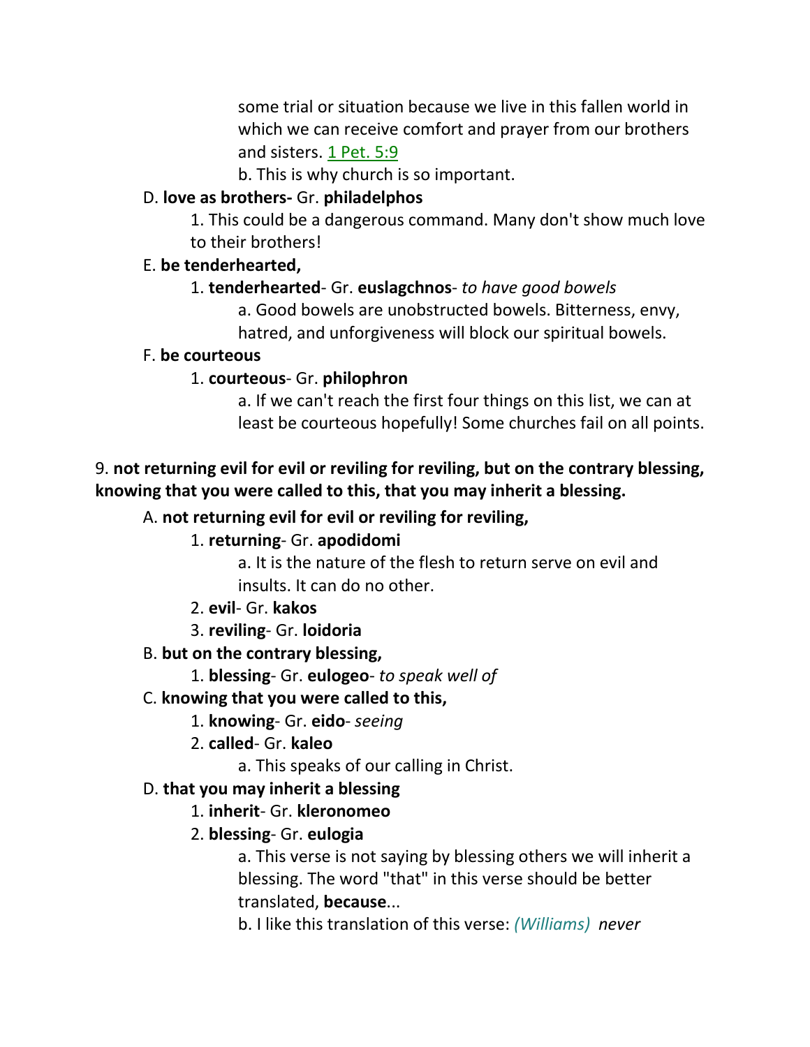some trial or situation because we live in this fallen world in which we can receive comfort and prayer from our brothers and sisters. 1 Pet. 5:9

b. This is why church is so important.

D. **love as brothers-** Gr. **philadelphos**

1. This could be a dangerous command. Many don't show much love to their brothers!

E. **be tenderhearted,**

1. **tenderhearted**- Gr. **euslagchnos**- *to have good bowels*

a. Good bowels are unobstructed bowels. Bitterness, envy, hatred, and unforgiveness will block our spiritual bowels.

F. **be courteous**

1. **courteous**- Gr. **philophron**

a. If we can't reach the first four things on this list, we can at least be courteous hopefully! Some churches fail on all points.

9. **not returning evil for evil or reviling for reviling, but on the contrary blessing, knowing that you were called to this, that you may inherit a blessing.**

A. **not returning evil for evil or reviling for reviling,**

1. **returning**- Gr. **apodidomi**

a. It is the nature of the flesh to return serve on evil and insults. It can do no other.

2. **evil**- Gr. **kakos**

3. **reviling**- Gr. **loidoria**

B. **but on the contrary blessing,**

1. **blessing**- Gr. **eulogeo**- *to speak well of*

C. **knowing that you were called to this,**

1. **knowing**- Gr. **eido**- *seeing*

2. **called**- Gr. **kaleo**

a. This speaks of our calling in Christ.

D. **that you may inherit a blessing**

1. **inherit**- Gr. **kleronomeo**

2. **blessing**- Gr. **eulogia**

a. This verse is not saying by blessing others we will inherit a blessing. The word "that" in this verse should be better translated, **because**...

b. I like this translation of this verse: *(Williams) never*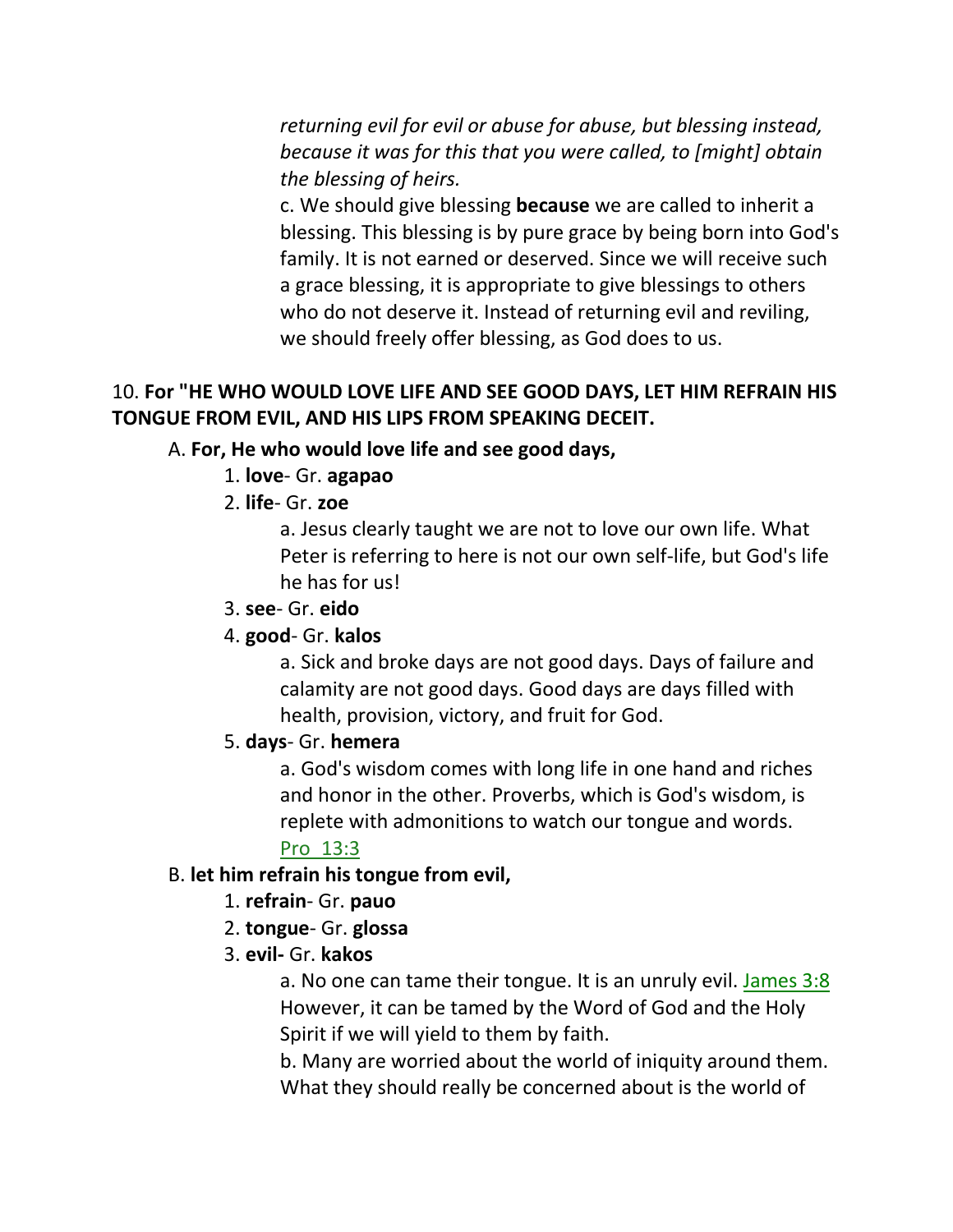*returning evil for evil or abuse for abuse, but blessing instead, because it was for this that you were called, to [might] obtain the blessing of heirs.*

c. We should give blessing **because** we are called to inherit a blessing. This blessing is by pure grace by being born into God's family. It is not earned or deserved. Since we will receive such a grace blessing, it is appropriate to give blessings to others who do not deserve it. Instead of returning evil and reviling, we should freely offer blessing, as God does to us.

10. **For "HE WHO WOULD LOVE LIFE AND SEE GOOD DAYS, LET HIM REFRAIN HIS TONGUE FROM EVIL, AND HIS LIPS FROM SPEAKING DECEIT.**

A. **For, He who would love life and see good days,**

1. **love**- Gr. **agapao**

2. **life**- Gr. **zoe**

a. Jesus clearly taught we are not to love our own life. What Peter is referring to here is not our own self-life, but God's life he has for us!

3. **see**- Gr. **eido**

4. **good**- Gr. **kalos**

a. Sick and broke days are not good days. Days of failure and calamity are not good days. Good days are days filled with health, provision, victory, and fruit for God.

5. **days**- Gr. **hemera**

a. God's wisdom comes with long life in one hand and riches and honor in the other. Proverbs, which is God's wisdom, is replete with admonitions to watch our tongue and words. Pro 13:3

B. **let him refrain his tongue from evil,**

1. **refrain**- Gr. **pauo**

2. **tongue**- Gr. **glossa**

3. **evil-** Gr. **kakos**

a. No one can tame their tongue. It is an unruly evil. James 3:8 However, it can be tamed by the Word of God and the Holy Spirit if we will yield to them by faith.

b. Many are worried about the world of iniquity around them. What they should really be concerned about is the world of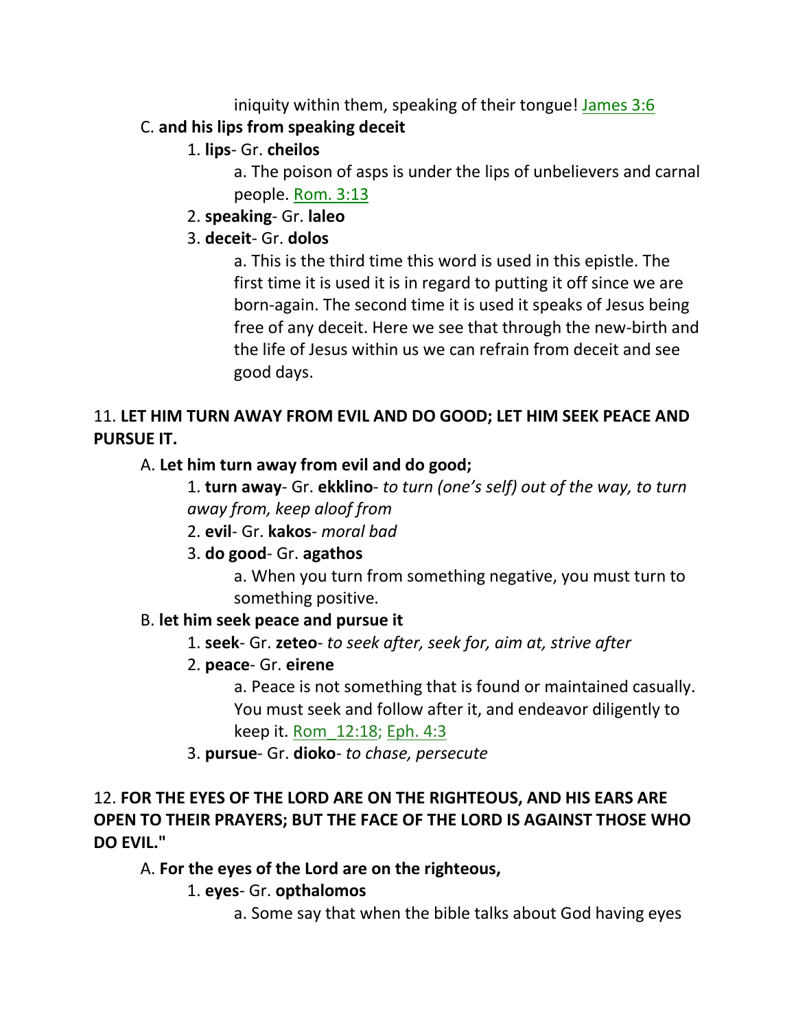iniquity within them, speaking of their tongue! James 3:6

C. **and his lips from speaking deceit**

1. **lips**- Gr. **cheilos**

a. The poison of asps is under the lips of unbelievers and carnal people. Rom. 3:13

2. **speaking**- Gr. **laleo**

3. **deceit**- Gr. **dolos**

a. This is the third time this word is used in this epistle. The first time it is used it is in regard to putting it off since we are born-again. The second time it is used it speaks of Jesus being free of any deceit. Here we see that through the new-birth and the life of Jesus within us we can refrain from deceit and see good days.

11. **LET HIM TURN AWAY FROM EVIL AND DO GOOD; LET HIM SEEK PEACE AND PURSUE IT.**

A. **Let him turn away from evil and do good;**

1. **turn away**- Gr. **ekklino**- *to turn (one's self) out of the way, to turn away from, keep aloof from*

2. **evil**- Gr. **kakos**- *moral bad*

3. **do good**- Gr. **agathos**

a. When you turn from something negative, you must turn to something positive.

B. **let him seek peace and pursue it**

1. **seek**- Gr. **zeteo**- *to seek after, seek for, aim at, strive after*

2. **peace**- Gr. **eirene**

a. Peace is not something that is found or maintained casually. You must seek and follow after it, and endeavor diligently to keep it. Rom_12:18; Eph. 4:3

3. **pursue**- Gr. **dioko**- *to chase, persecute*

12. **FOR THE EYES OF THE LORD ARE ON THE RIGHTEOUS, AND HIS EARS ARE OPEN TO THEIR PRAYERS; BUT THE FACE OF THE LORD IS AGAINST THOSE WHO DO EVIL."**

A. **For the eyes of the Lord are on the righteous,**

1. **eyes**- Gr. **opthalomos**

a. Some say that when the bible talks about God having eyes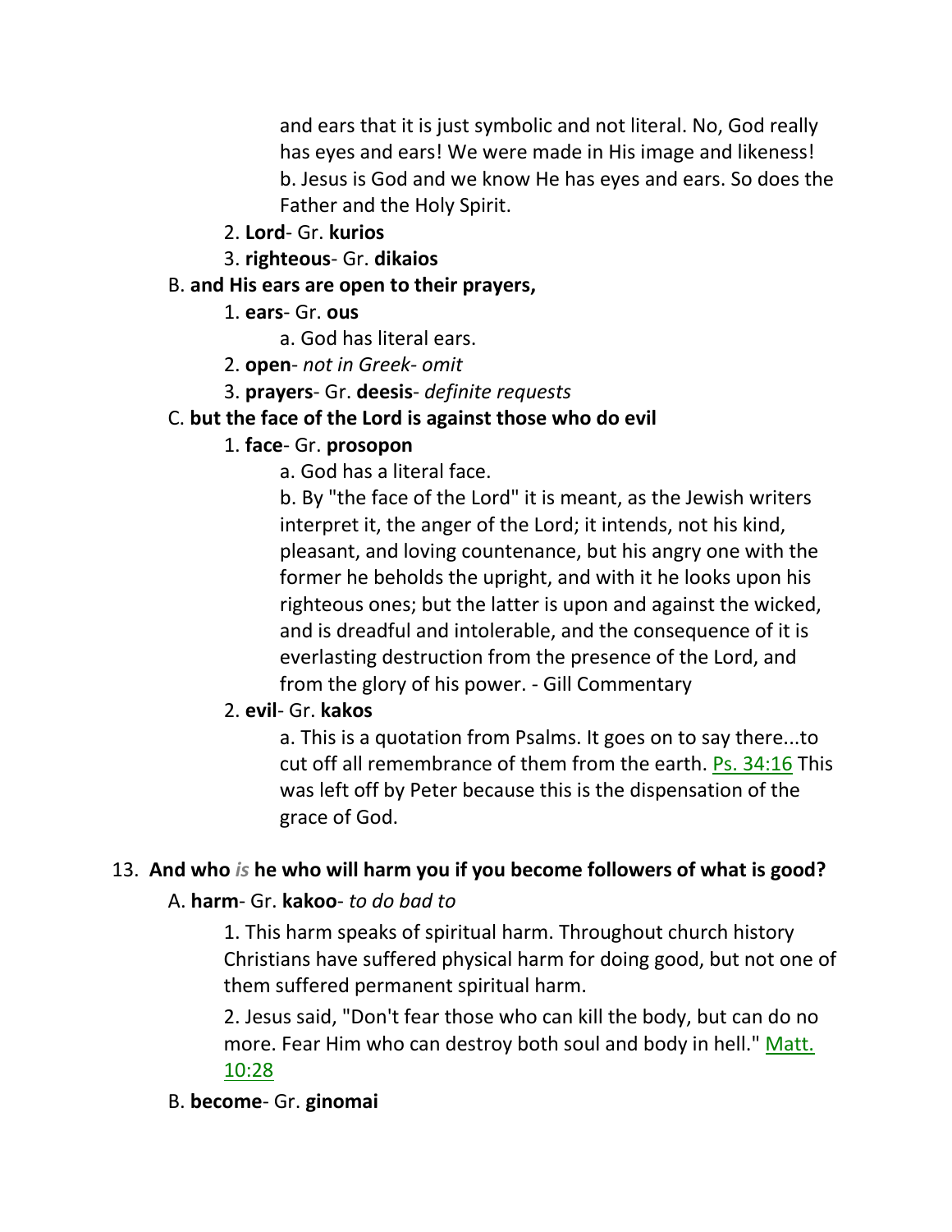and ears that it is just symbolic and not literal. No, God really has eyes and ears! We were made in His image and likeness!

b. Jesus is God and we know He has eyes and ears. So does the Father and the Holy Spirit.

2. **Lord**- Gr. **kurios**

3. **righteous**- Gr. **dikaios**

B. **and His ears are open to their prayers,**

1. **ears**- Gr. **ous**

a. God has literal ears.

2. **open**- *not in Greek- omit*

3. **prayers**- Gr. **deesis**- *definite requests*

C. **but the face of the Lord is against those who do evil**

1. **face**- Gr. **prosopon**

a. God has a literal face.

b. By "the face of the Lord" it is meant, as the Jewish writers interpret it, the anger of the Lord; it intends, not his kind, pleasant, and loving countenance, but his angry one with the former he beholds the upright, and with it he looks upon his righteous ones; but the latter is upon and against the wicked, and is dreadful and intolerable, and the consequence of it is everlasting destruction from the presence of the Lord, and from the glory of his power. - Gill Commentary

2. **evil**- Gr. **kakos**

a. This is a quotation from Psalms. It goes on to say there...to cut off all remembrance of them from the earth. Ps. 34:16 This was left off by Peter because this is the dispensation of the grace of God.

13. **And who *is* he who will harm you if you become followers of what is good?**

A. **harm**- Gr. **kakoo**- *to do bad to*

1. This harm speaks of spiritual harm. Throughout church history Christians have suffered physical harm for doing good, but not one of them suffered permanent spiritual harm.

2. Jesus said, "Don't fear those who can kill the body, but can do no more. Fear Him who can destroy both soul and body in hell." Matt. 10:28

B. **become**- Gr. **ginomai**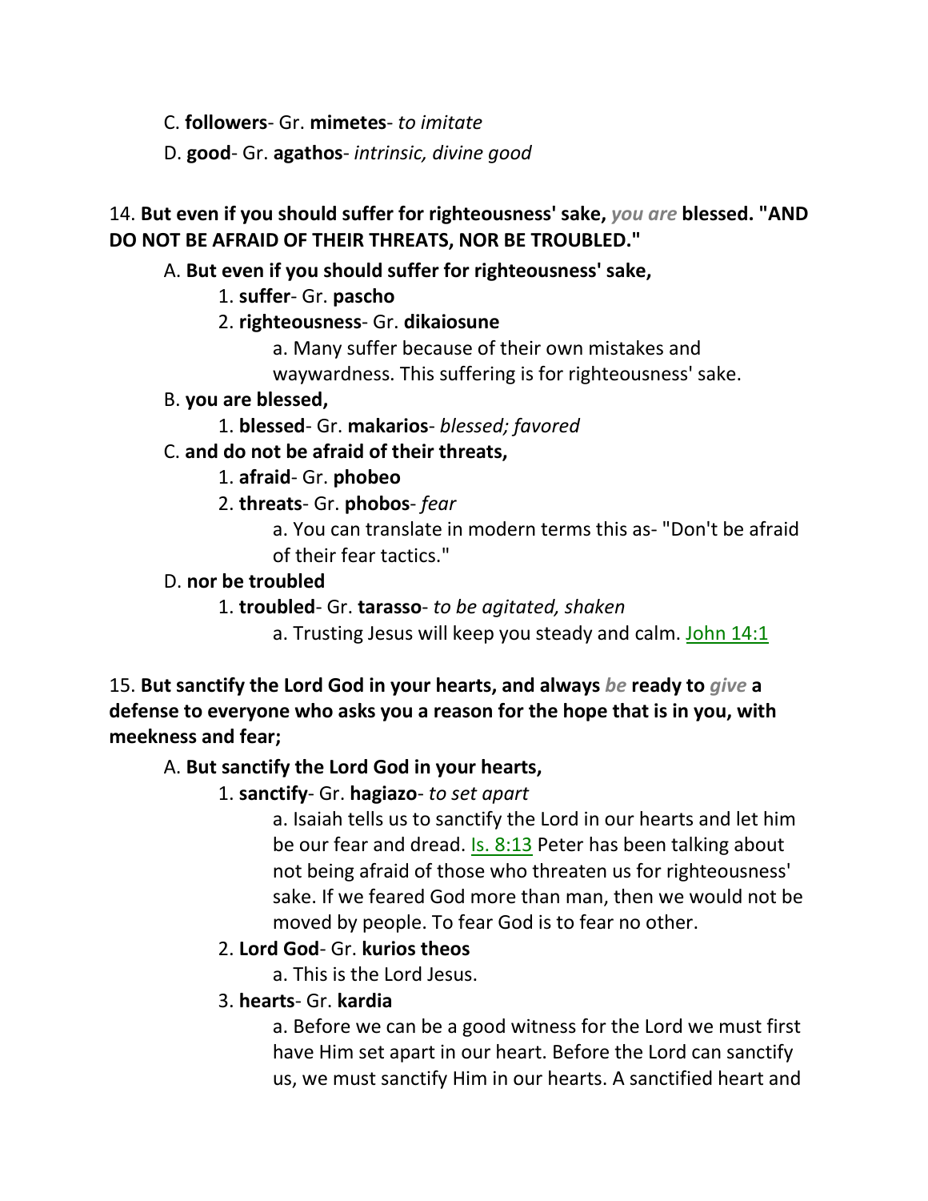C. **followers**- Gr. **mimetes**- *to imitate*

D. **good**- Gr. **agathos**- *intrinsic, divine good*

14. **But even if you should suffer for righteousness' sake,** ***you are*** **blessed. "AND DO NOT BE AFRAID OF THEIR THREATS, NOR BE TROUBLED."**

A. **But even if you should suffer for righteousness' sake,**

1. **suffer**- Gr. **pascho**
2. **righteousness**- Gr. **dikaiosune**

   a. Many suffer because of their own mistakes and waywardness. This suffering is for righteousness' sake.

B. **you are blessed,**

1. **blessed**- Gr. **makarios**- *blessed; favored*

C. **and do not be afraid of their threats,**

1. **afraid**- Gr. **phobeo**
2. **threats**- Gr. **phobos**- *fear*

   a. You can translate in modern terms this as- "Don't be afraid of their fear tactics."

D. **nor be troubled**

1. **troubled**- Gr. **tarasso**- *to be agitated, shaken*

   a. Trusting Jesus will keep you steady and calm. John 14:1

15. **But sanctify the Lord God in your hearts, and always** ***be*** **ready to** ***give*** **a defense to everyone who asks you a reason for the hope that is in you, with meekness and fear;**

A. **But sanctify the Lord God in your hearts,**

1. **sanctify**- Gr. **hagiazo**- *to set apart*

   a. Isaiah tells us to sanctify the Lord in our hearts and let him be our fear and dread. Is. 8:13 Peter has been talking about not being afraid of those who threaten us for righteousness' sake. If we feared God more than man, then we would not be moved by people. To fear God is to fear no other.

2. **Lord God**- Gr. **kurios theos**

   a. This is the Lord Jesus.

3. **hearts**- Gr. **kardia**

   a. Before we can be a good witness for the Lord we must first have Him set apart in our heart. Before the Lord can sanctify us, we must sanctify Him in our hearts. A sanctified heart and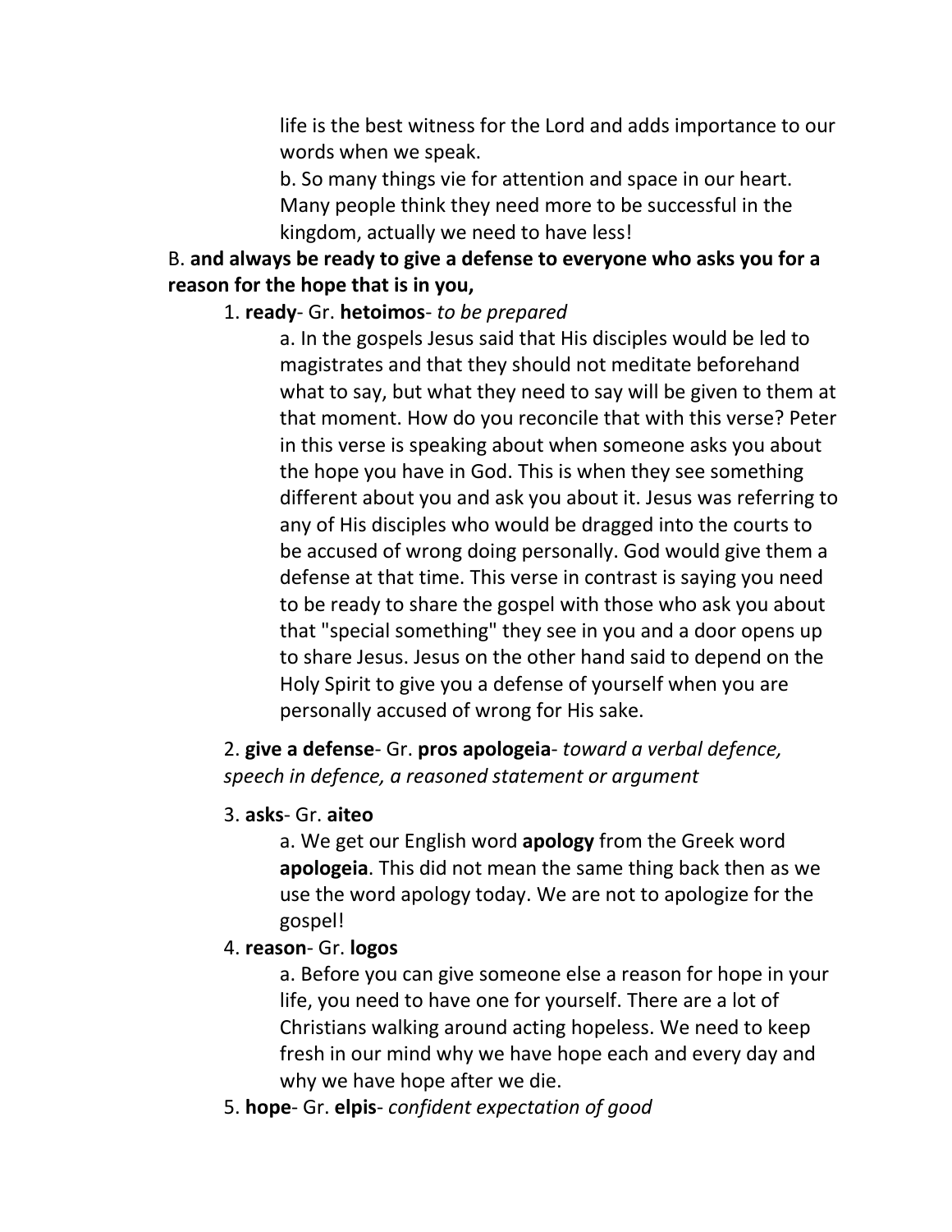life is the best witness for the Lord and adds importance to our words when we speak.

b. So many things vie for attention and space in our heart. Many people think they need more to be successful in the kingdom, actually we need to have less!

B. **and always be ready to give a defense to everyone who asks you for a reason for the hope that is in you,**

1. **ready**- Gr. **hetoimos**- *to be prepared*

a. In the gospels Jesus said that His disciples would be led to magistrates and that they should not meditate beforehand what to say, but what they need to say will be given to them at that moment. How do you reconcile that with this verse? Peter in this verse is speaking about when someone asks you about the hope you have in God. This is when they see something different about you and ask you about it. Jesus was referring to any of His disciples who would be dragged into the courts to be accused of wrong doing personally. God would give them a defense at that time. This verse in contrast is saying you need to be ready to share the gospel with those who ask you about that "special something" they see in you and a door opens up to share Jesus. Jesus on the other hand said to depend on the Holy Spirit to give you a defense of yourself when you are personally accused of wrong for His sake.

2. **give a defense**- Gr. **pros apologeia**- *toward a verbal defence, speech in defence, a reasoned statement or argument*

3. **asks**- Gr. **aiteo**

a. We get our English word **apology** from the Greek word **apologeia**. This did not mean the same thing back then as we use the word apology today. We are not to apologize for the gospel!

4. **reason**- Gr. **logos**

a. Before you can give someone else a reason for hope in your life, you need to have one for yourself. There are a lot of Christians walking around acting hopeless. We need to keep fresh in our mind why we have hope each and every day and why we have hope after we die.

5. **hope**- Gr. **elpis**- *confident expectation of good*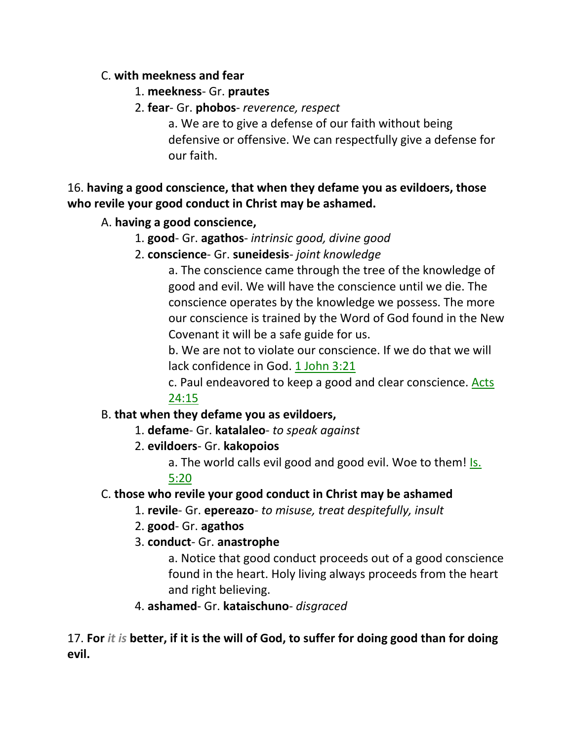C. **with meekness and fear**

1. **meekness**- Gr. **prautes**
2. **fear**- Gr. **phobos**- *reverence, respect*

   a. We are to give a defense of our faith without being defensive or offensive. We can respectfully give a defense for our faith.

16. **having a good conscience, that when they defame you as evildoers, those who revile your good conduct in Christ may be ashamed.**

A. **having a good conscience,**

1. **good**- Gr. **agathos**- *intrinsic good, divine good*
2. **conscience**- Gr. **suneidesis**- *joint knowledge*

   a. The conscience came through the tree of the knowledge of good and evil. We will have the conscience until we die. The conscience operates by the knowledge we possess. The more our conscience is trained by the Word of God found in the New Covenant it will be a safe guide for us.

   b. We are not to violate our conscience. If we do that we will lack confidence in God. 1 John 3:21

   c. Paul endeavored to keep a good and clear conscience. Acts 24:15

B. **that when they defame you as evildoers,**

1. **defame**- Gr. **katalaleo**- *to speak against*
2. **evildoers**- Gr. **kakopoios**

   a. The world calls evil good and good evil. Woe to them! Is. 5:20

C. **those who revile your good conduct in Christ may be ashamed**

1. **revile**- Gr. **epereazo**- *to misuse, treat despitefully, insult*
2. **good**- Gr. **agathos**
3. **conduct**- Gr. **anastrophe**

   a. Notice that good conduct proceeds out of a good conscience found in the heart. Holy living always proceeds from the heart and right believing.

4. **ashamed**- Gr. **kataischuno**- *disgraced*

17. **For *it is* better, if it is the will of God, to suffer for doing good than for doing evil.**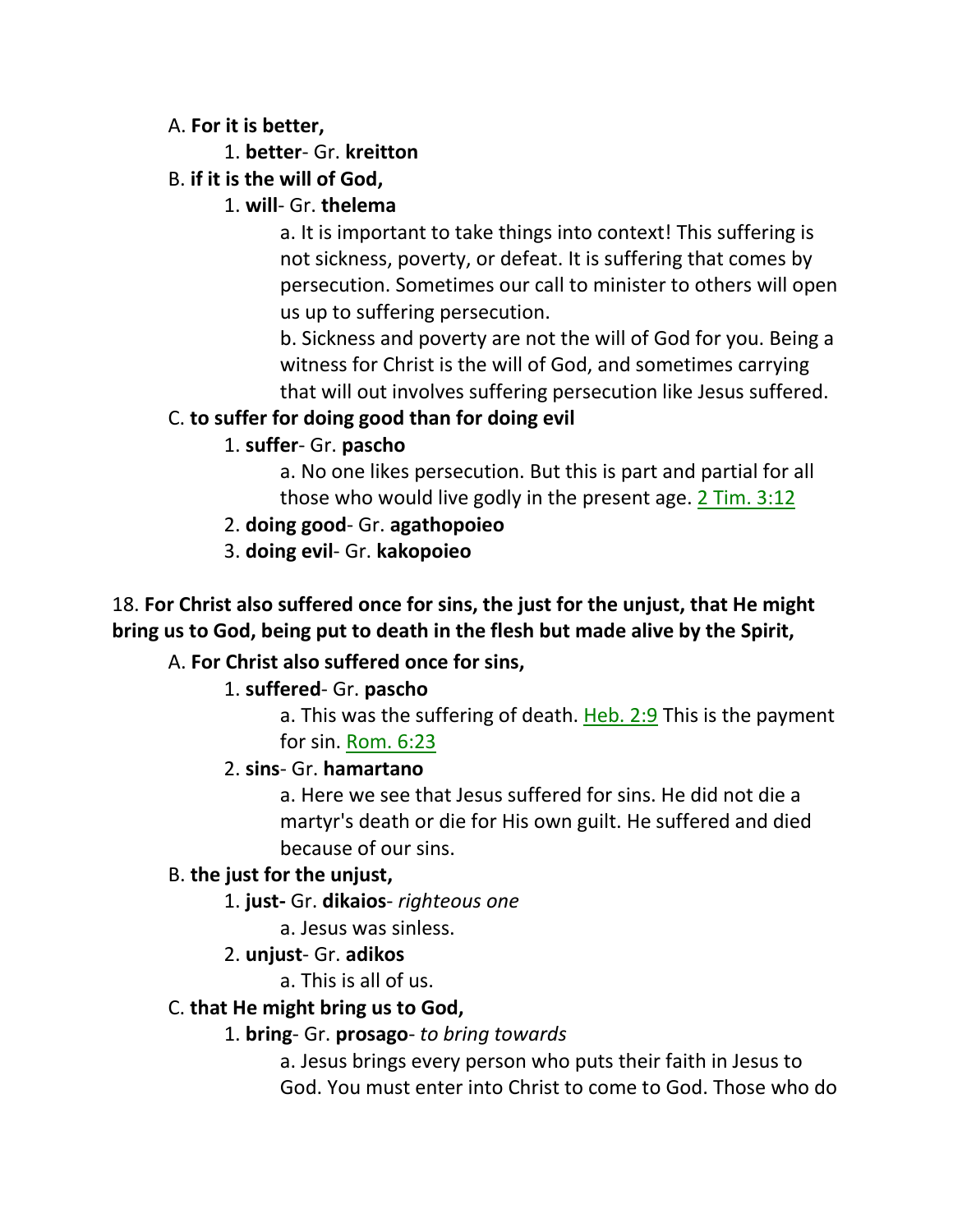A. **For it is better,**

1. **better**- Gr. **kreitton**

B. **if it is the will of God,**

1. **will**- Gr. **thelema**

a. It is important to take things into context! This suffering is not sickness, poverty, or defeat. It is suffering that comes by persecution. Sometimes our call to minister to others will open us up to suffering persecution.

b. Sickness and poverty are not the will of God for you. Being a witness for Christ is the will of God, and sometimes carrying that will out involves suffering persecution like Jesus suffered.

C. **to suffer for doing good than for doing evil**

1. **suffer**- Gr. **pascho**

a. No one likes persecution. But this is part and partial for all those who would live godly in the present age. 2 Tim. 3:12

2. **doing good**- Gr. **agathopoieo**

3. **doing evil**- Gr. **kakopoieo**

18. **For Christ also suffered once for sins, the just for the unjust, that He might bring us to God, being put to death in the flesh but made alive by the Spirit,**

A. **For Christ also suffered once for sins,**

1. **suffered**- Gr. **pascho**

a. This was the suffering of death. Heb. 2:9 This is the payment for sin. Rom. 6:23

2. **sins**- Gr. **hamartano**

a. Here we see that Jesus suffered for sins. He did not die a martyr's death or die for His own guilt. He suffered and died because of our sins.

B. **the just for the unjust,**

1. **just-** Gr. **dikaios**- *righteous one*

a. Jesus was sinless.

2. **unjust**- Gr. **adikos**

a. This is all of us.

C. **that He might bring us to God,**

1. **bring**- Gr. **prosago**- *to bring towards*

a. Jesus brings every person who puts their faith in Jesus to God. You must enter into Christ to come to God. Those who do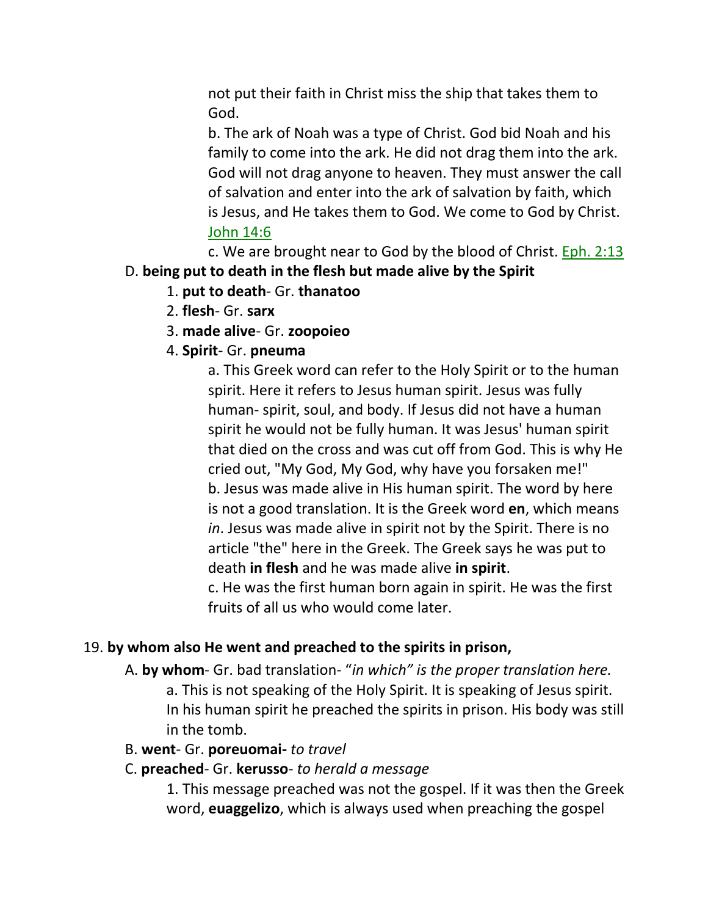not put their faith in Christ miss the ship that takes them to God.

b. The ark of Noah was a type of Christ. God bid Noah and his family to come into the ark. He did not drag them into the ark. God will not drag anyone to heaven. They must answer the call of salvation and enter into the ark of salvation by faith, which is Jesus, and He takes them to God. We come to God by Christ. John 14:6

c. We are brought near to God by the blood of Christ. Eph. 2:13

D. **being put to death in the flesh but made alive by the Spirit**

1. **put to death**- Gr. **thanatoo**
2. **flesh**- Gr. **sarx**
3. **made alive**- Gr. **zoopoieo**
4. **Spirit**- Gr. **pneuma**

a. This Greek word can refer to the Holy Spirit or to the human spirit. Here it refers to Jesus human spirit. Jesus was fully human- spirit, soul, and body. If Jesus did not have a human spirit he would not be fully human. It was Jesus' human spirit that died on the cross and was cut off from God. This is why He cried out, "My God, My God, why have you forsaken me!"

b. Jesus was made alive in His human spirit. The word by here is not a good translation. It is the Greek word **en**, which means *in*. Jesus was made alive in spirit not by the Spirit. There is no article "the" here in the Greek. The Greek says he was put to death **in flesh** and he was made alive **in spirit**.

c. He was the first human born again in spirit. He was the first fruits of all us who would come later.

19. **by whom also He went and preached to the spirits in prison,**

A. **by whom**- Gr. bad translation- "*in which" is the proper translation here.*

a. This is not speaking of the Holy Spirit. It is speaking of Jesus spirit. In his human spirit he preached the spirits in prison. His body was still in the tomb.

B. **went**- Gr. **poreuomai-** *to travel*

C. **preached**- Gr. **kerusso**- *to herald a message*

1. This message preached was not the gospel. If it was then the Greek word, **euaggelizo**, which is always used when preaching the gospel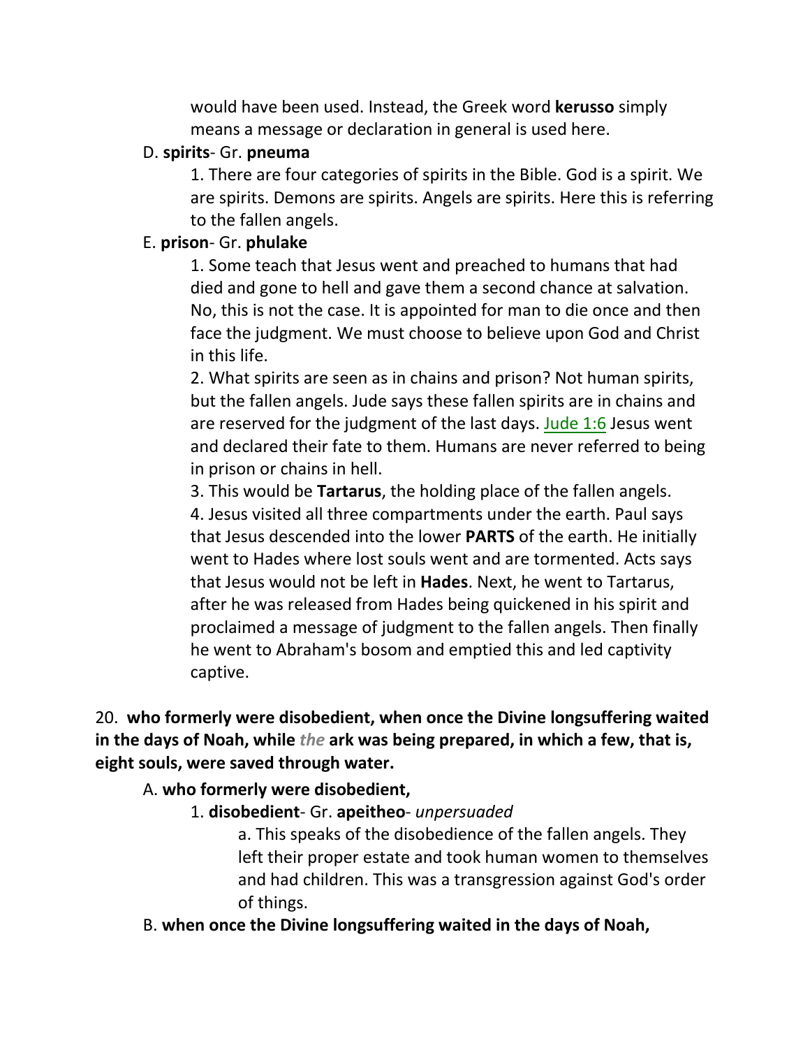would have been used. Instead, the Greek word **kerusso** simply means a message or declaration in general is used here.

D. **spirits**- Gr. **pneuma**

1. There are four categories of spirits in the Bible. God is a spirit. We are spirits. Demons are spirits. Angels are spirits. Here this is referring to the fallen angels.

E. **prison**- Gr. **phulake**

1. Some teach that Jesus went and preached to humans that had died and gone to hell and gave them a second chance at salvation. No, this is not the case. It is appointed for man to die once and then face the judgment. We must choose to believe upon God and Christ in this life.

2. What spirits are seen as in chains and prison? Not human spirits, but the fallen angels. Jude says these fallen spirits are in chains and are reserved for the judgment of the last days. Jude 1:6 Jesus went and declared their fate to them. Humans are never referred to being in prison or chains in hell.

3. This would be **Tartarus**, the holding place of the fallen angels.

4. Jesus visited all three compartments under the earth. Paul says that Jesus descended into the lower **PARTS** of the earth. He initially went to Hades where lost souls went and are tormented. Acts says that Jesus would not be left in **Hades**. Next, he went to Tartarus, after he was released from Hades being quickened in his spirit and proclaimed a message of judgment to the fallen angels. Then finally he went to Abraham's bosom and emptied this and led captivity captive.

20. **who formerly were disobedient, when once the Divine longsuffering waited in the days of Noah, while *the* ark was being prepared, in which a few, that is, eight souls, were saved through water.**

A. **who formerly were disobedient,**

1. **disobedient**- Gr. **apeitheo**- *unpersuaded*

a. This speaks of the disobedience of the fallen angels. They left their proper estate and took human women to themselves and had children. This was a transgression against God's order of things.

B. **when once the Divine longsuffering waited in the days of Noah,**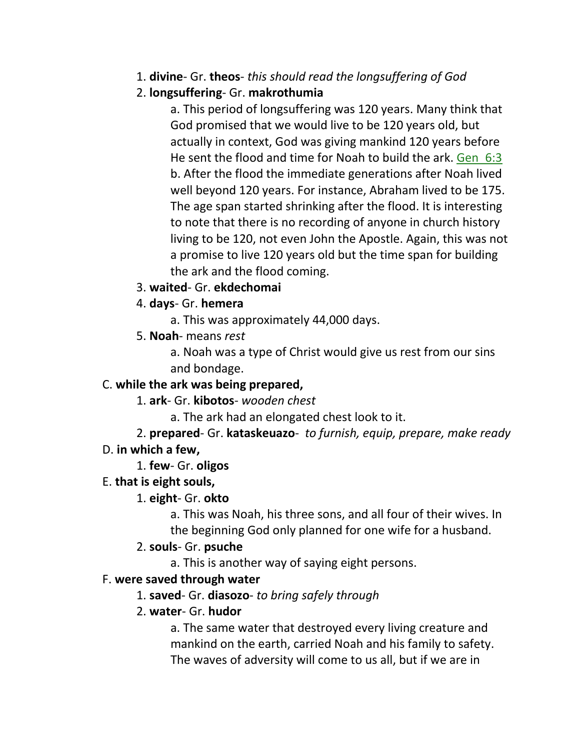1. **divine**- Gr. **theos**- *this should read the longsuffering of God*
2. **longsuffering**- Gr. **makrothumia**
   a. This period of longsuffering was 120 years. Many think that God promised that we would live to be 120 years old, but actually in context, God was giving mankind 120 years before He sent the flood and time for Noah to build the ark. Gen 6:3
   b. After the flood the immediate generations after Noah lived well beyond 120 years. For instance, Abraham lived to be 175. The age span started shrinking after the flood. It is interesting to note that there is no recording of anyone in church history living to be 120, not even John the Apostle. Again, this was not a promise to live 120 years old but the time span for building the ark and the flood coming.
3. **waited**- Gr. **ekdechomai**
4. **days**- Gr. **hemera**
   a. This was approximately 44,000 days.
5. **Noah**- means *rest*
   a. Noah was a type of Christ would give us rest from our sins and bondage.

C. **while the ark was being prepared,**

1. **ark**- Gr. **kibotos**- *wooden chest*
   a. The ark had an elongated chest look to it.
2. **prepared**- Gr. **kataskeuazo**- *to furnish, equip, prepare, make ready*

D. **in which a few,**

1. **few**- Gr. **oligos**

E. **that is eight souls,**

1. **eight**- Gr. **okto**
   a. This was Noah, his three sons, and all four of their wives. In the beginning God only planned for one wife for a husband.
2. **souls**- Gr. **psuche**
   a. This is another way of saying eight persons.

F. **were saved through water**

1. **saved**- Gr. **diasozo**- *to bring safely through*
2. **water**- Gr. **hudor**
   a. The same water that destroyed every living creature and mankind on the earth, carried Noah and his family to safety. The waves of adversity will come to us all, but if we are in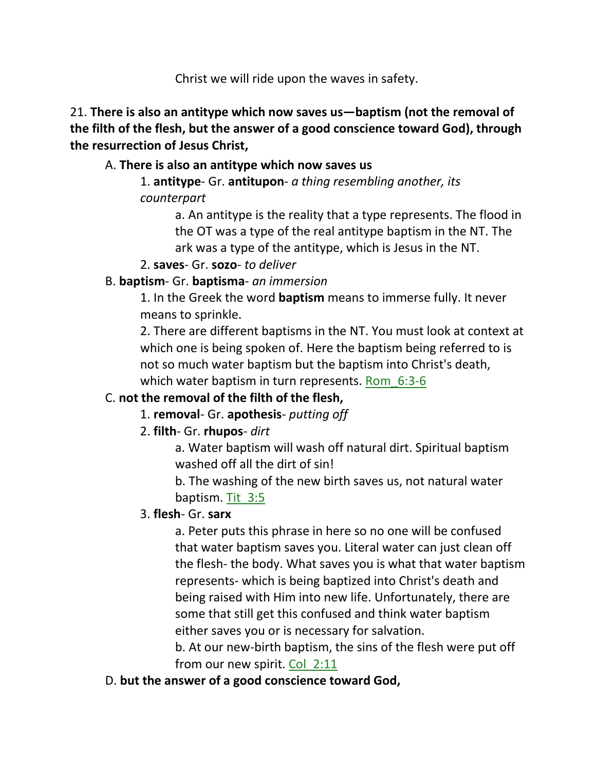Christ we will ride upon the waves in safety.

21. **There is also an antitype which now saves us—baptism (not the removal of the filth of the flesh, but the answer of a good conscience toward God), through the resurrection of Jesus Christ,**

A. **There is also an antitype which now saves us**

1. **antitype**- Gr. **antitupon**- *a thing resembling another, its counterpart*

a. An antitype is the reality that a type represents. The flood in the OT was a type of the real antitype baptism in the NT. The ark was a type of the antitype, which is Jesus in the NT.

2. **saves**- Gr. **sozo**- *to deliver*

B. **baptism**- Gr. **baptisma**- *an immersion*

1. In the Greek the word **baptism** means to immerse fully. It never means to sprinkle.

2. There are different baptisms in the NT. You must look at context at which one is being spoken of. Here the baptism being referred to is not so much water baptism but the baptism into Christ's death, which water baptism in turn represents. Rom_6:3-6

C. **not the removal of the filth of the flesh,**

1. **removal**- Gr. **apothesis**- *putting off*

2. **filth**- Gr. **rhupos**- *dirt*

a. Water baptism will wash off natural dirt. Spiritual baptism washed off all the dirt of sin!

b. The washing of the new birth saves us, not natural water baptism. Tit_3:5

3. **flesh**- Gr. **sarx**

a. Peter puts this phrase in here so no one will be confused that water baptism saves you. Literal water can just clean off the flesh- the body. What saves you is what that water baptism represents- which is being baptized into Christ's death and being raised with Him into new life. Unfortunately, there are some that still get this confused and think water baptism either saves you or is necessary for salvation.

b. At our new-birth baptism, the sins of the flesh were put off from our new spirit. Col_2:11

D. **but the answer of a good conscience toward God,**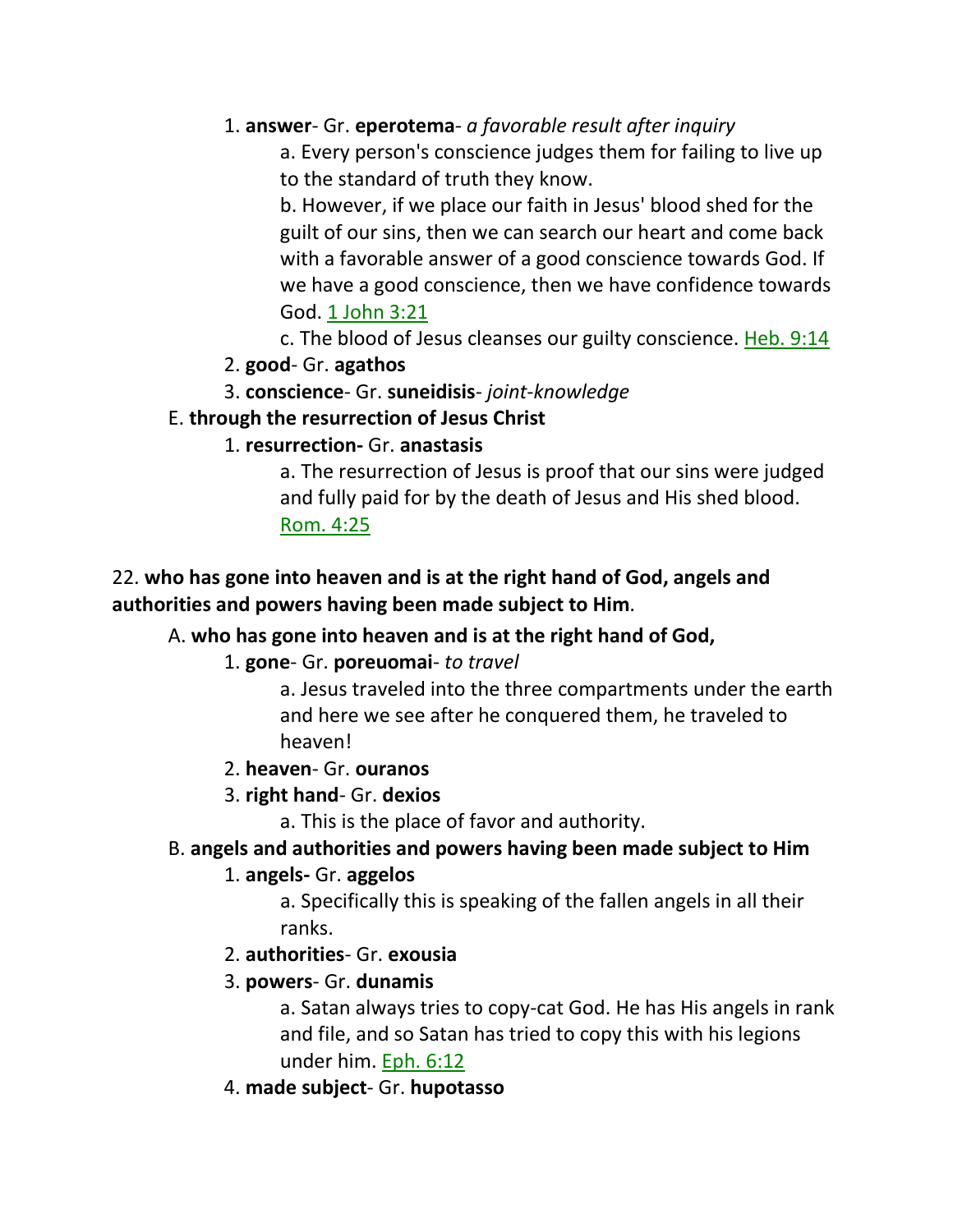1. **answer**- Gr. **eperotema**- *a favorable result after inquiry*

    a. Every person's conscience judges them for failing to live up to the standard of truth they know.

    b. However, if we place our faith in Jesus' blood shed for the guilt of our sins, then we can search our heart and come back with a favorable answer of a good conscience towards God. If we have a good conscience, then we have confidence towards God. 1 John 3:21

    c. The blood of Jesus cleanses our guilty conscience. Heb. 9:14

2. **good**- Gr. **agathos**

3. **conscience**- Gr. **suneidisis**- *joint-knowledge*

E. **through the resurrection of Jesus Christ**

1. **resurrection-** Gr. **anastasis**

    a. The resurrection of Jesus is proof that our sins were judged and fully paid for by the death of Jesus and His shed blood. Rom. 4:25

22. **who has gone into heaven and is at the right hand of God, angels and authorities and powers having been made subject to Him**.

A. **who has gone into heaven and is at the right hand of God,**

1. **gone**- Gr. **poreuomai**- *to travel*

    a. Jesus traveled into the three compartments under the earth and here we see after he conquered them, he traveled to heaven!

2. **heaven**- Gr. **ouranos**

3. **right hand**- Gr. **dexios**

    a. This is the place of favor and authority.

B. **angels and authorities and powers having been made subject to Him**

1. **angels-** Gr. **aggelos**

    a. Specifically this is speaking of the fallen angels in all their ranks.

2. **authorities**- Gr. **exousia**

3. **powers**- Gr. **dunamis**

    a. Satan always tries to copy-cat God. He has His angels in rank and file, and so Satan has tried to copy this with his legions under him. Eph. 6:12

4. **made subject**- Gr. **hupotasso**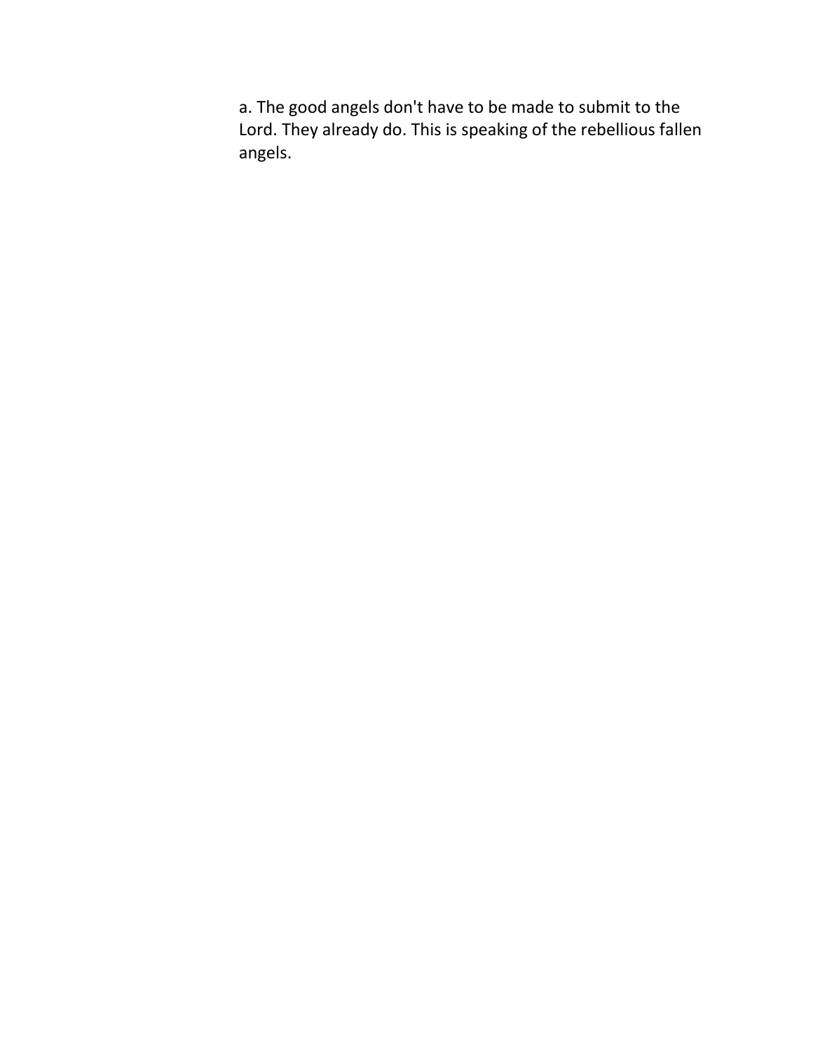a. The good angels don't have to be made to submit to the Lord. They already do. This is speaking of the rebellious fallen angels.